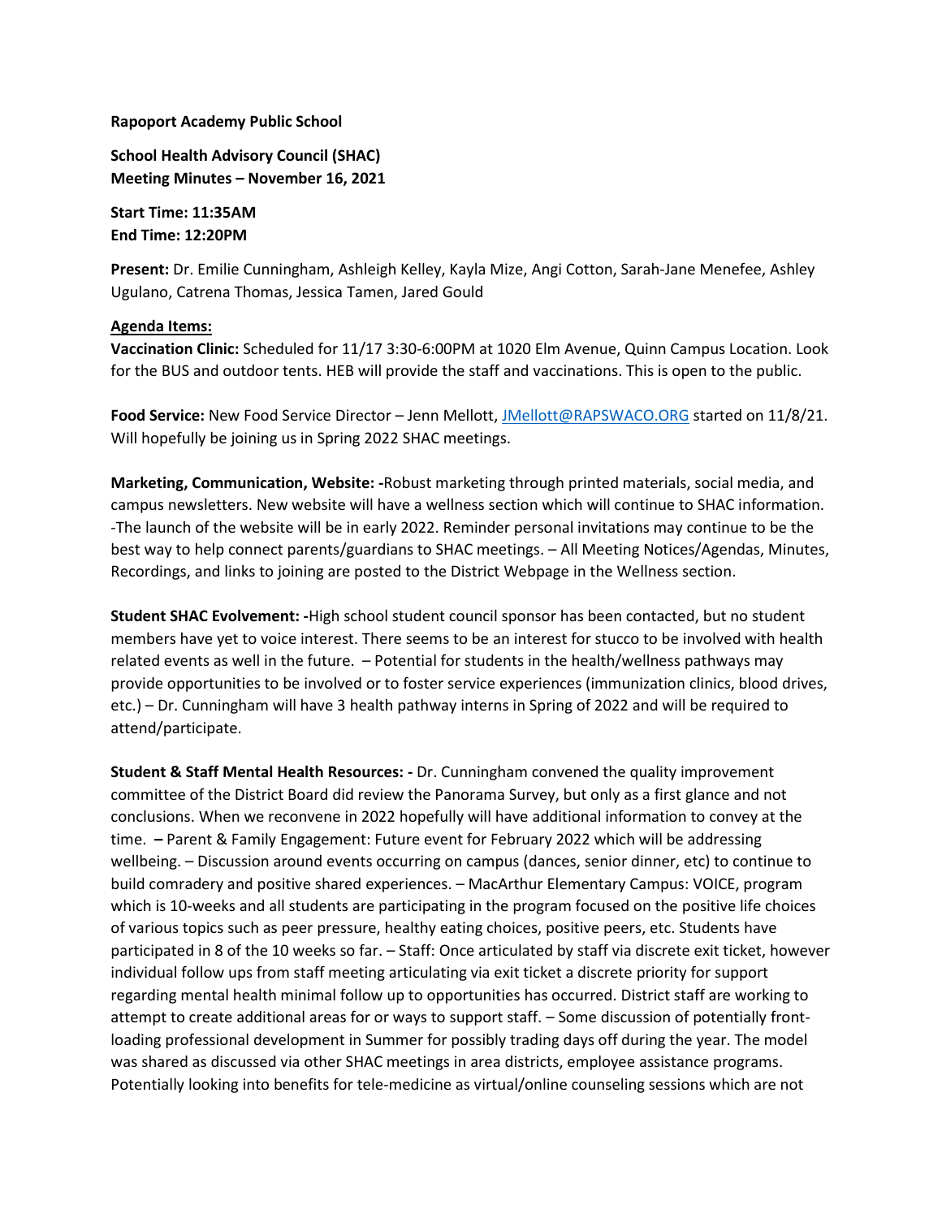**Rapoport Academy Public School**

**School Health Advisory Council (SHAC)**
**Meeting Minutes – November 16, 2021**

**Start Time: 11:35AM**
**End Time: 12:20PM**

**Present:** Dr. Emilie Cunningham, Ashleigh Kelley, Kayla Mize, Angi Cotton, Sarah-Jane Menefee, Ashley Ugulano, Catrena Thomas, Jessica Tamen, Jared Gould

**Agenda Items:**

**Vaccination Clinic:** Scheduled for 11/17 3:30-6:00PM at 1020 Elm Avenue, Quinn Campus Location. Look for the BUS and outdoor tents. HEB will provide the staff and vaccinations. This is open to the public.

**Food Service:** New Food Service Director – Jenn Mellott, JMellott@RAPSWACO.ORG started on 11/8/21. Will hopefully be joining us in Spring 2022 SHAC meetings.

**Marketing, Communication, Website: -**Robust marketing through printed materials, social media, and campus newsletters. New website will have a wellness section which will continue to SHAC information. -The launch of the website will be in early 2022. Reminder personal invitations may continue to be the best way to help connect parents/guardians to SHAC meetings. – All Meeting Notices/Agendas, Minutes, Recordings, and links to joining are posted to the District Webpage in the Wellness section.

**Student SHAC Evolvement: -**High school student council sponsor has been contacted, but no student members have yet to voice interest. There seems to be an interest for stucco to be involved with health related events as well in the future. – Potential for students in the health/wellness pathways may provide opportunities to be involved or to foster service experiences (immunization clinics, blood drives, etc.) – Dr. Cunningham will have 3 health pathway interns in Spring of 2022 and will be required to attend/participate.

**Student & Staff Mental Health Resources: -** Dr. Cunningham convened the quality improvement committee of the District Board did review the Panorama Survey, but only as a first glance and not conclusions. When we reconvene in 2022 hopefully will have additional information to convey at the time. **–** Parent & Family Engagement: Future event for February 2022 which will be addressing wellbeing. – Discussion around events occurring on campus (dances, senior dinner, etc) to continue to build comradery and positive shared experiences. – MacArthur Elementary Campus: VOICE, program which is 10-weeks and all students are participating in the program focused on the positive life choices of various topics such as peer pressure, healthy eating choices, positive peers, etc. Students have participated in 8 of the 10 weeks so far. – Staff: Once articulated by staff via discrete exit ticket, however individual follow ups from staff meeting articulating via exit ticket a discrete priority for support regarding mental health minimal follow up to opportunities has occurred. District staff are working to attempt to create additional areas for or ways to support staff. – Some discussion of potentially front-loading professional development in Summer for possibly trading days off during the year. The model was shared as discussed via other SHAC meetings in area districts, employee assistance programs. Potentially looking into benefits for tele-medicine as virtual/online counseling sessions which are not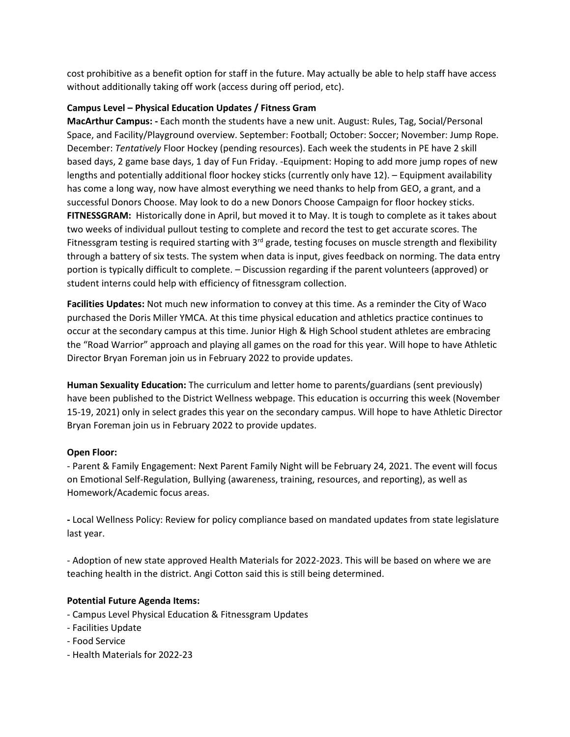cost prohibitive as a benefit option for staff in the future. May actually be able to help staff have access without additionally taking off work (access during off period, etc).

**Campus Level – Physical Education Updates / Fitness Gram**

**MacArthur Campus: -** Each month the students have a new unit. August: Rules, Tag, Social/Personal Space, and Facility/Playground overview. September: Football; October: Soccer; November: Jump Rope. December: *Tentatively* Floor Hockey (pending resources). Each week the students in PE have 2 skill based days, 2 game base days, 1 day of Fun Friday. -Equipment: Hoping to add more jump ropes of new lengths and potentially additional floor hockey sticks (currently only have 12). – Equipment availability has come a long way, now have almost everything we need thanks to help from GEO, a grant, and a successful Donors Choose. May look to do a new Donors Choose Campaign for floor hockey sticks.

**FITNESSGRAM:** Historically done in April, but moved it to May. It is tough to complete as it takes about two weeks of individual pullout testing to complete and record the test to get accurate scores. The Fitnessgram testing is required starting with 3rd grade, testing focuses on muscle strength and flexibility through a battery of six tests. The system when data is input, gives feedback on norming. The data entry portion is typically difficult to complete. – Discussion regarding if the parent volunteers (approved) or student interns could help with efficiency of fitnessgram collection.

**Facilities Updates:** Not much new information to convey at this time. As a reminder the City of Waco purchased the Doris Miller YMCA. At this time physical education and athletics practice continues to occur at the secondary campus at this time. Junior High & High School student athletes are embracing the "Road Warrior" approach and playing all games on the road for this year. Will hope to have Athletic Director Bryan Foreman join us in February 2022 to provide updates.

**Human Sexuality Education:** The curriculum and letter home to parents/guardians (sent previously) have been published to the District Wellness webpage. This education is occurring this week (November 15-19, 2021) only in select grades this year on the secondary campus. Will hope to have Athletic Director Bryan Foreman join us in February 2022 to provide updates.

**Open Floor:**

- Parent & Family Engagement: Next Parent Family Night will be February 24, 2021. The event will focus on Emotional Self-Regulation, Bullying (awareness, training, resources, and reporting), as well as Homework/Academic focus areas.

- Local Wellness Policy: Review for policy compliance based on mandated updates from state legislature last year.

- Adoption of new state approved Health Materials for 2022-2023. This will be based on where we are teaching health in the district. Angi Cotton said this is still being determined.

**Potential Future Agenda Items:**

- Campus Level Physical Education & Fitnessgram Updates
- Facilities Update
- Food Service
- Health Materials for 2022-23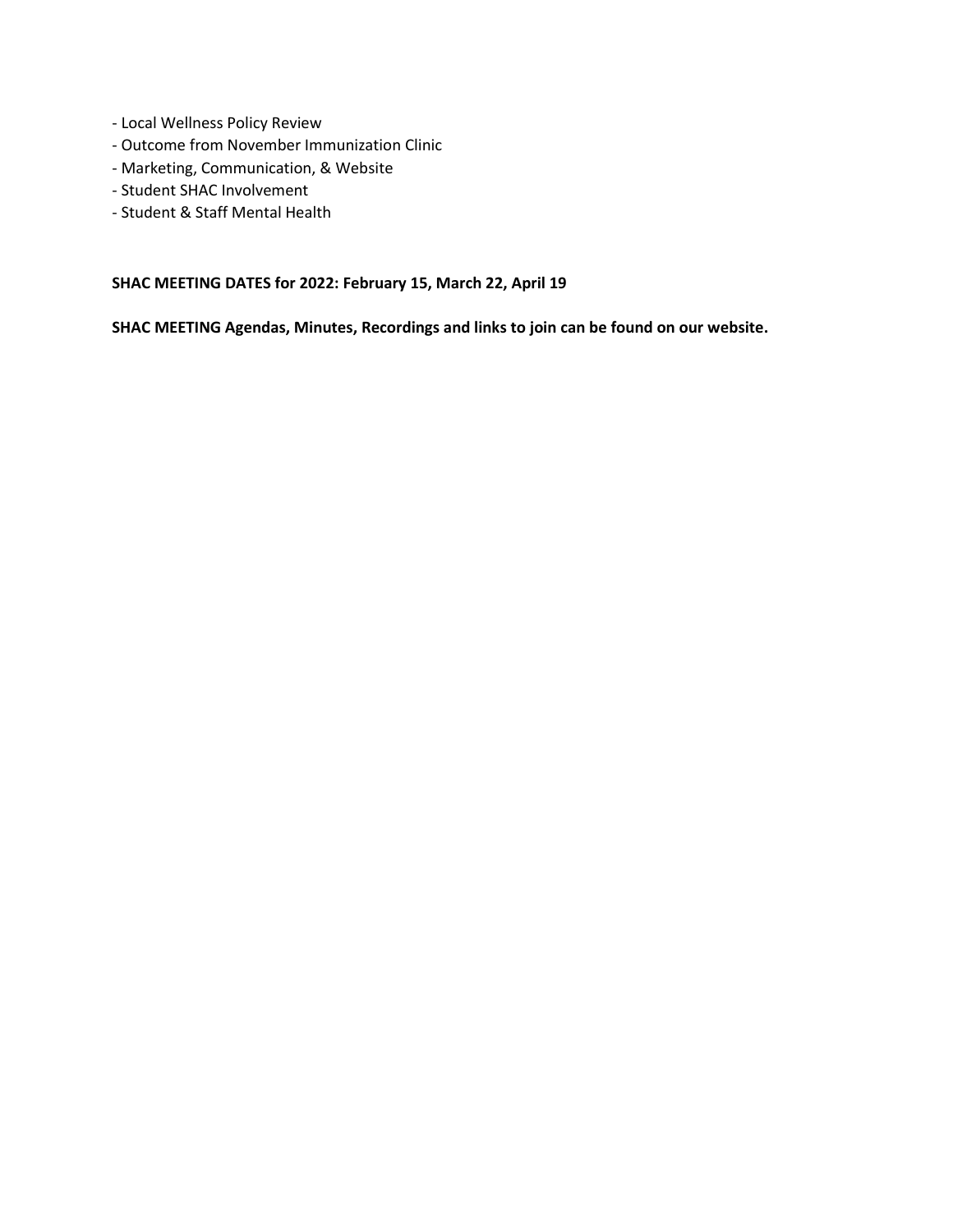- Local Wellness Policy Review
- Outcome from November Immunization Clinic
- Marketing, Communication, & Website
- Student SHAC Involvement
- Student & Staff Mental Health

**SHAC MEETING DATES for 2022: February 15, March 22, April 19**

**SHAC MEETING Agendas, Minutes, Recordings and links to join can be found on our website.**